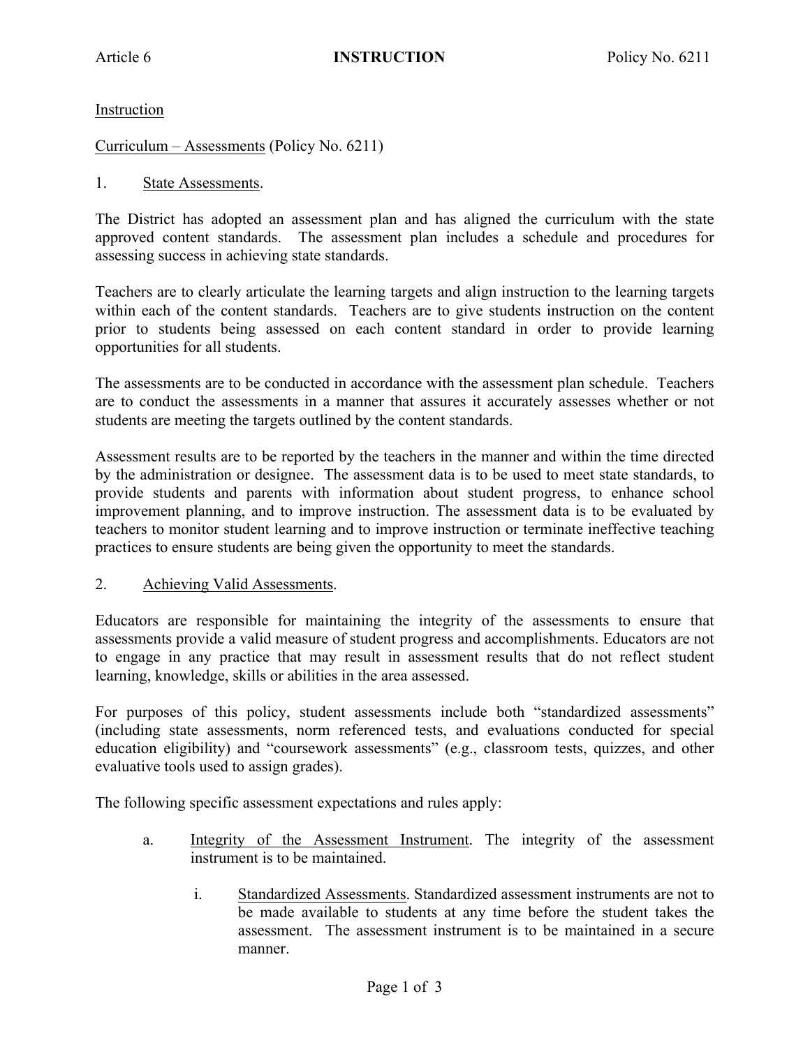Instruction

Curriculum – Assessments (Policy No. 6211)

1. State Assessments.

The District has adopted an assessment plan and has aligned the curriculum with the state approved content standards. The assessment plan includes a schedule and procedures for assessing success in achieving state standards.

Teachers are to clearly articulate the learning targets and align instruction to the learning targets within each of the content standards. Teachers are to give students instruction on the content prior to students being assessed on each content standard in order to provide learning opportunities for all students.

The assessments are to be conducted in accordance with the assessment plan schedule. Teachers are to conduct the assessments in a manner that assures it accurately assesses whether or not students are meeting the targets outlined by the content standards.

Assessment results are to be reported by the teachers in the manner and within the time directed by the administration or designee. The assessment data is to be used to meet state standards, to provide students and parents with information about student progress, to enhance school improvement planning, and to improve instruction. The assessment data is to be evaluated by teachers to monitor student learning and to improve instruction or terminate ineffective teaching practices to ensure students are being given the opportunity to meet the standards.

2. Achieving Valid Assessments.

Educators are responsible for maintaining the integrity of the assessments to ensure that assessments provide a valid measure of student progress and accomplishments. Educators are not to engage in any practice that may result in assessment results that do not reflect student learning, knowledge, skills or abilities in the area assessed.

For purposes of this policy, student assessments include both "standardized assessments" (including state assessments, norm referenced tests, and evaluations conducted for special education eligibility) and "coursework assessments" (e.g., classroom tests, quizzes, and other evaluative tools used to assign grades).

The following specific assessment expectations and rules apply:

a. Integrity of the Assessment Instrument. The integrity of the assessment instrument is to be maintained.

   i. Standardized Assessments. Standardized assessment instruments are not to be made available to students at any time before the student takes the assessment. The assessment instrument is to be maintained in a secure manner.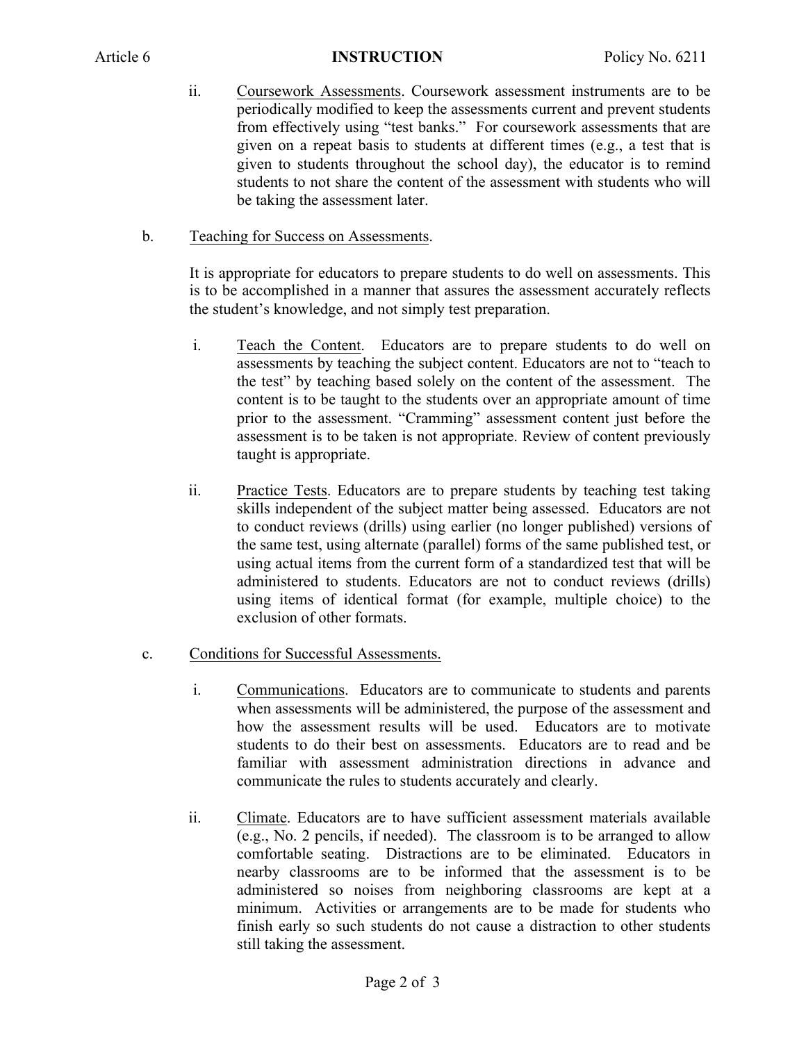ii. Coursework Assessments. Coursework assessment instruments are to be periodically modified to keep the assessments current and prevent students from effectively using "test banks." For coursework assessments that are given on a repeat basis to students at different times (e.g., a test that is given to students throughout the school day), the educator is to remind students to not share the content of the assessment with students who will be taking the assessment later.

b. Teaching for Success on Assessments.

It is appropriate for educators to prepare students to do well on assessments. This is to be accomplished in a manner that assures the assessment accurately reflects the student's knowledge, and not simply test preparation.

i. Teach the Content. Educators are to prepare students to do well on assessments by teaching the subject content. Educators are not to "teach to the test" by teaching based solely on the content of the assessment. The content is to be taught to the students over an appropriate amount of time prior to the assessment. "Cramming" assessment content just before the assessment is to be taken is not appropriate. Review of content previously taught is appropriate.

ii. Practice Tests. Educators are to prepare students by teaching test taking skills independent of the subject matter being assessed. Educators are not to conduct reviews (drills) using earlier (no longer published) versions of the same test, using alternate (parallel) forms of the same published test, or using actual items from the current form of a standardized test that will be administered to students. Educators are not to conduct reviews (drills) using items of identical format (for example, multiple choice) to the exclusion of other formats.

c. Conditions for Successful Assessments.

i. Communications. Educators are to communicate to students and parents when assessments will be administered, the purpose of the assessment and how the assessment results will be used. Educators are to motivate students to do their best on assessments. Educators are to read and be familiar with assessment administration directions in advance and communicate the rules to students accurately and clearly.

ii. Climate. Educators are to have sufficient assessment materials available (e.g., No. 2 pencils, if needed). The classroom is to be arranged to allow comfortable seating. Distractions are to be eliminated. Educators in nearby classrooms are to be informed that the assessment is to be administered so noises from neighboring classrooms are kept at a minimum. Activities or arrangements are to be made for students who finish early so such students do not cause a distraction to other students still taking the assessment.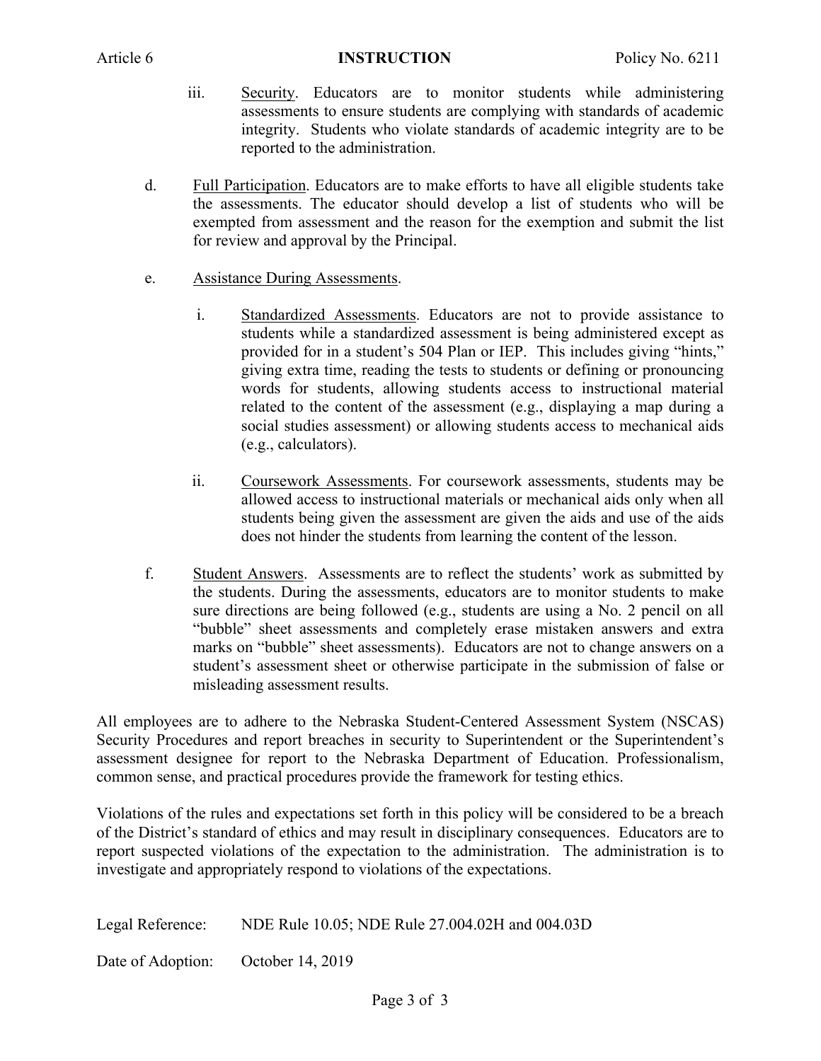iii. <u>Security</u>. Educators are to monitor students while administering assessments to ensure students are complying with standards of academic integrity. Students who violate standards of academic integrity are to be reported to the administration.

d. <u>Full Participation</u>. Educators are to make efforts to have all eligible students take the assessments. The educator should develop a list of students who will be exempted from assessment and the reason for the exemption and submit the list for review and approval by the Principal.

e. <u>Assistance During Assessments</u>.

i. <u>Standardized Assessments</u>. Educators are not to provide assistance to students while a standardized assessment is being administered except as provided for in a student's 504 Plan or IEP. This includes giving "hints," giving extra time, reading the tests to students or defining or pronouncing words for students, allowing students access to instructional material related to the content of the assessment (e.g., displaying a map during a social studies assessment) or allowing students access to mechanical aids (e.g., calculators).

ii. <u>Coursework Assessments</u>. For coursework assessments, students may be allowed access to instructional materials or mechanical aids only when all students being given the assessment are given the aids and use of the aids does not hinder the students from learning the content of the lesson.

f. <u>Student Answers</u>. Assessments are to reflect the students' work as submitted by the students. During the assessments, educators are to monitor students to make sure directions are being followed (e.g., students are using a No. 2 pencil on all "bubble" sheet assessments and completely erase mistaken answers and extra marks on "bubble" sheet assessments). Educators are not to change answers on a student's assessment sheet or otherwise participate in the submission of false or misleading assessment results.

All employees are to adhere to the Nebraska Student-Centered Assessment System (NSCAS) Security Procedures and report breaches in security to Superintendent or the Superintendent's assessment designee for report to the Nebraska Department of Education. Professionalism, common sense, and practical procedures provide the framework for testing ethics.

Violations of the rules and expectations set forth in this policy will be considered to be a breach of the District's standard of ethics and may result in disciplinary consequences. Educators are to report suspected violations of the expectation to the administration. The administration is to investigate and appropriately respond to violations of the expectations.

Legal Reference: NDE Rule 10.05; NDE Rule 27.004.02H and 004.03D

Date of Adoption: October 14, 2019